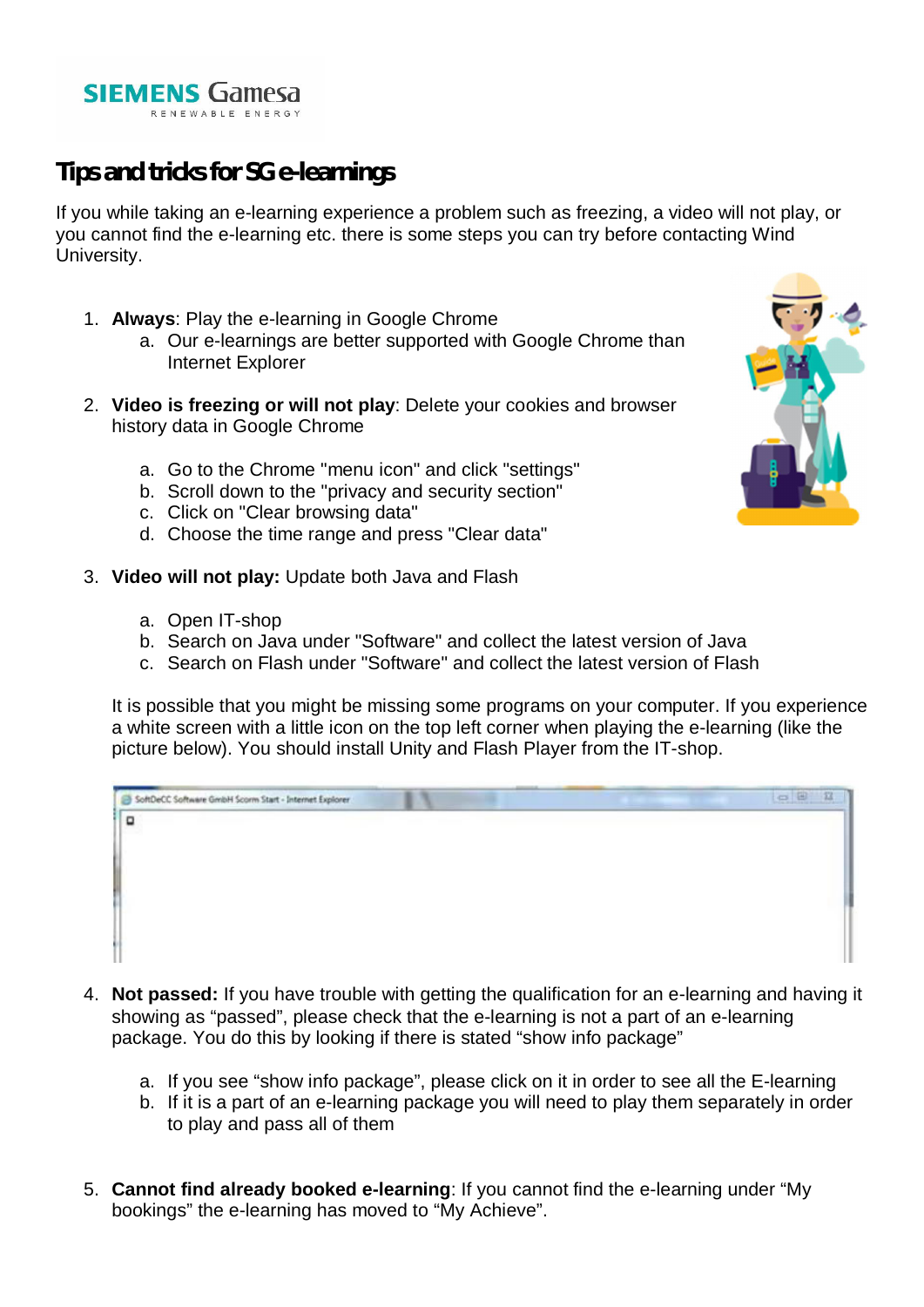SIEMENS Gamesa
RENEWABLE ENERGY

# Tips and tricks for SG e-learnings

If you while taking an e-learning experience a problem such as freezing, a video will not play, or you cannot find the e-learning etc. there is some steps you can try before contacting Wind University.

1. **Always**: Play the e-learning in Google Chrome
   a. Our e-learnings are better supported with Google Chrome than Internet Explorer

2. **Video is freezing or will not play**: Delete your cookies and browser history data in Google Chrome

   a. Go to the Chrome "menu icon" and click "settings"
   b. Scroll down to the "privacy and security section"
   c. Click on "Clear browsing data"
   d. Choose the time range and press "Clear data"

3. **Video will not play:** Update both Java and Flash

   a. Open IT-shop
   b. Search on Java under "Software" and collect the latest version of Java
   c. Search on Flash under "Software" and collect the latest version of Flash

   It is possible that you might be missing some programs on your computer. If you experience a white screen with a little icon on the top left corner when playing the e-learning (like the picture below). You should install Unity and Flash Player from the IT-shop.

4. **Not passed:** If you have trouble with getting the qualification for an e-learning and having it showing as "passed", please check that the e-learning is not a part of an e-learning package. You do this by looking if there is stated "show info package"

   a. If you see "show info package", please click on it in order to see all the E-learning
   b. If it is a part of an e-learning package you will need to play them separately in order to play and pass all of them

5. **Cannot find already booked e-learning**: If you cannot find the e-learning under "My bookings" the e-learning has moved to "My Achieve".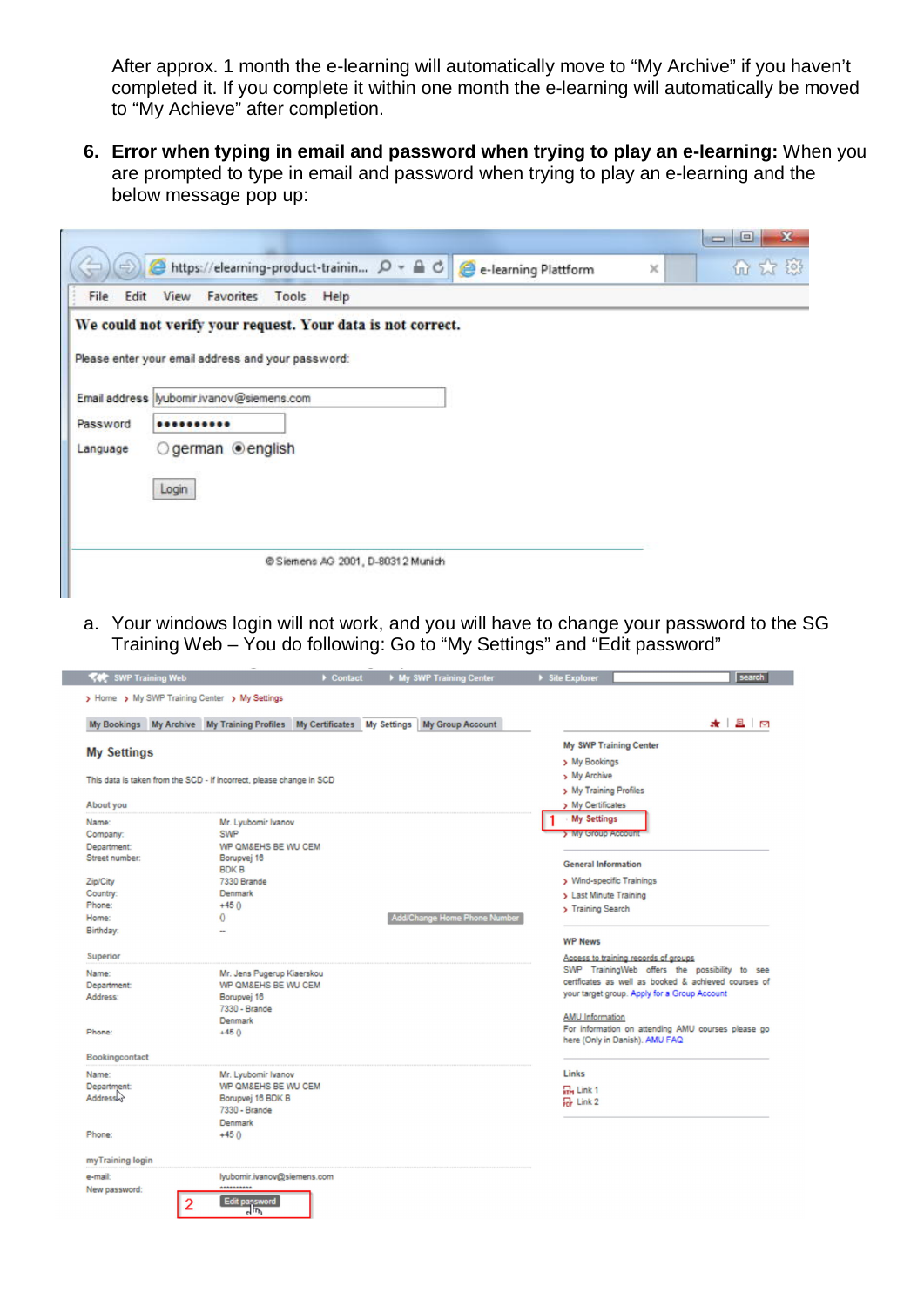After approx. 1 month the e-learning will automatically move to “My Archive” if you haven’t completed it. If you complete it within one month the e-learning will automatically be moved to “My Achieve” after completion.

6. **Error when typing in email and password when trying to play an e-learning:** When you are prompted to type in email and password when trying to play an e-learning and the below message pop up:

**We could not verify your request. Your data is not correct.**

Please enter your email address and your password:

Email address: lyubomir.ivanov@siemens.com
Password: ••••••••••
Language: german / english
Login

© Siemens AG 2001, D-80312 Munich

a. Your windows login will not work, and you will have to change your password to the SG Training Web – You do following: Go to “My Settings” and “Edit password”

SWP Training Web › Contact › My SWP Training Center › Site Explorer search

› Home › My SWP Training Center › My Settings

My Bookings | My Archive | My Training Profiles | My Certificates | My Settings | My Group Account

**My Settings**

This data is taken from the SCD - If incorrect, please change in SCD

About you

| | |
|---|---|
| Name: | Mr. Lyubomir Ivanov |
| Company: | SWP |
| Department: | WP QM&EHS BE WU CEM |
| Street number: | Borupvej 16<br>BDK B |
| Zip/City | 7330 Brande |
| Country: | Denmark |
| Phone: | +45 () |
| Home: | () Add/Change Home Phone Number |
| Birthday: | -- |

Superior

| | |
|---|---|
| Name: | Mr. Jens Pugerup Kiaerskou |
| Department: | WP QM&EHS BE WU CEM |
| Address: | Borupvej 16<br>7330 - Brande<br>Denmark |
| Phone: | +45 () |

Bookingcontact

| | |
|---|---|
| Name: | Mr. Lyubomir Ivanov |
| Department: | WP QM&EHS BE WU CEM |
| Address: | Borupvej 16 BDK B<br>7330 - Brande<br>Denmark |
| Phone: | +45 () |

myTraining login

| | |
|---|---|
| e-mail: | lyubomir.ivanov@siemens.com |
| New password: | ********** |
| 2 | Edit password |

My SWP Training Center
- › My Bookings
- › My Archive
- › My Training Profiles
- › My Certificates
- 1 › My Settings
- › My Group Account

General Information
- › Wind-specific Trainings
- › Last Minute Training
- › Training Search

WP News

Access to training records of groups
SWP TrainingWeb offers the possibility to see certficates as well as booked & achieved courses of your target group. Apply for a Group Account

AMU Information
For information on attending AMU courses please go here (Only in Danish). AMU FAQ

Links
- Link 1
- Link 2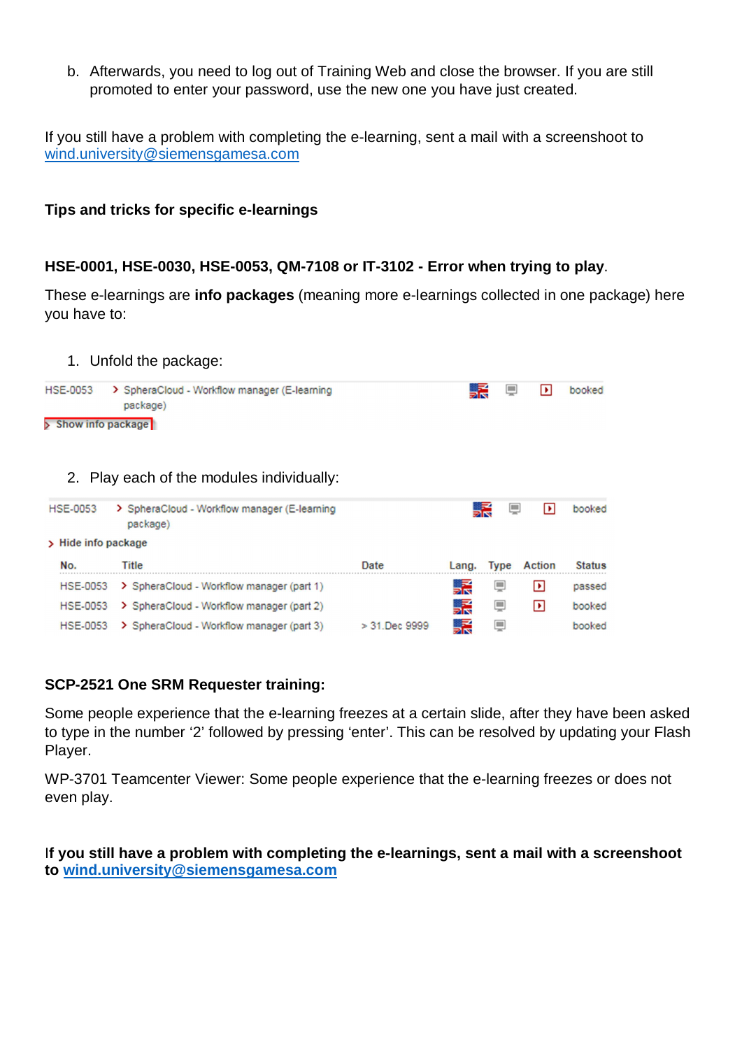b. Afterwards, you need to log out of Training Web and close the browser. If you are still promoted to enter your password, use the new one you have just created.

If you still have a problem with completing the e-learning, sent a mail with a screenshoot to [wind.university@siemensgamesa.com](mailto:wind.university@siemensgamesa.com)

**Tips and tricks for specific e-learnings**

**HSE-0001, HSE-0030, HSE-0053, QM-7108 or IT-3102 - Error when trying to play**.

These e-learnings are **info packages** (meaning more e-learnings collected in one package) here you have to:

1. Unfold the package:

| | | | | | |
|---|---|---|---|---|---|
| HSE-0053 | > SpheraCloud - Workflow manager (E-learning package) | | | | booked |

> Show info package

2. Play each of the modules individually:

| | | | | | |
|---|---|---|---|---|---|
| HSE-0053 | > SpheraCloud - Workflow manager (E-learning package) | | | | booked |

> Hide info package

| No. | Title | Date | Lang. | Type | Action | Status |
|---|---|---|---|---|---|---|
| HSE-0053 | > SpheraCloud - Workflow manager (part 1) | | | | | passed |
| HSE-0053 | > SpheraCloud - Workflow manager (part 2) | | | | | booked |
| HSE-0053 | > SpheraCloud - Workflow manager (part 3) | > 31.Dec 9999 | | | | booked |

**SCP-2521 One SRM Requester training:**

Some people experience that the e-learning freezes at a certain slide, after they have been asked to type in the number '2' followed by pressing 'enter'. This can be resolved by updating your Flash Player.

WP-3701 Teamcenter Viewer: Some people experience that the e-learning freezes or does not even play.

**If you still have a problem with completing the e-learnings, sent a mail with a screenshoot to [wind.university@siemensgamesa.com](mailto:wind.university@siemensgamesa.com)**